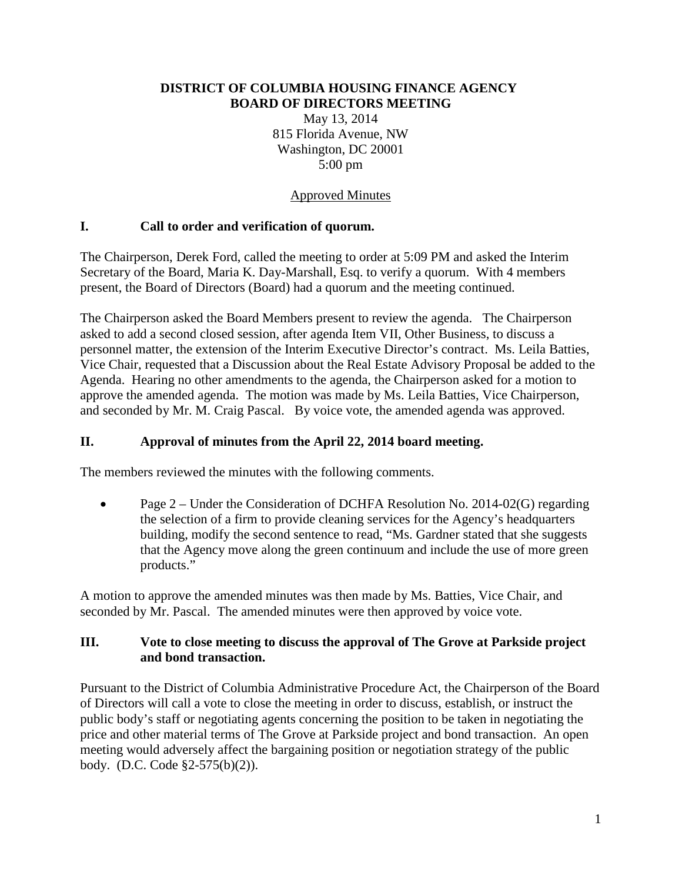**DISTRICT OF COLUMBIA HOUSING FINANCE AGENCY**
**BOARD OF DIRECTORS MEETING**

May 13, 2014
815 Florida Avenue, NW
Washington, DC 20001
5:00 pm

Approved Minutes

## I. Call to order and verification of quorum.

The Chairperson, Derek Ford, called the meeting to order at 5:09 PM and asked the Interim Secretary of the Board, Maria K. Day-Marshall, Esq. to verify a quorum. With 4 members present, the Board of Directors (Board) had a quorum and the meeting continued.

The Chairperson asked the Board Members present to review the agenda. The Chairperson asked to add a second closed session, after agenda Item VII, Other Business, to discuss a personnel matter, the extension of the Interim Executive Director's contract. Ms. Leila Batties, Vice Chair, requested that a Discussion about the Real Estate Advisory Proposal be added to the Agenda. Hearing no other amendments to the agenda, the Chairperson asked for a motion to approve the amended agenda. The motion was made by Ms. Leila Batties, Vice Chairperson, and seconded by Mr. M. Craig Pascal. By voice vote, the amended agenda was approved.

## II. Approval of minutes from the April 22, 2014 board meeting.

The members reviewed the minutes with the following comments.

- Page 2 – Under the Consideration of DCHFA Resolution No. 2014-02(G) regarding the selection of a firm to provide cleaning services for the Agency's headquarters building, modify the second sentence to read, "Ms. Gardner stated that she suggests that the Agency move along the green continuum and include the use of more green products."

A motion to approve the amended minutes was then made by Ms. Batties, Vice Chair, and seconded by Mr. Pascal. The amended minutes were then approved by voice vote.

## III. Vote to close meeting to discuss the approval of The Grove at Parkside project and bond transaction.

Pursuant to the District of Columbia Administrative Procedure Act, the Chairperson of the Board of Directors will call a vote to close the meeting in order to discuss, establish, or instruct the public body's staff or negotiating agents concerning the position to be taken in negotiating the price and other material terms of The Grove at Parkside project and bond transaction. An open meeting would adversely affect the bargaining position or negotiation strategy of the public body. (D.C. Code §2-575(b)(2)).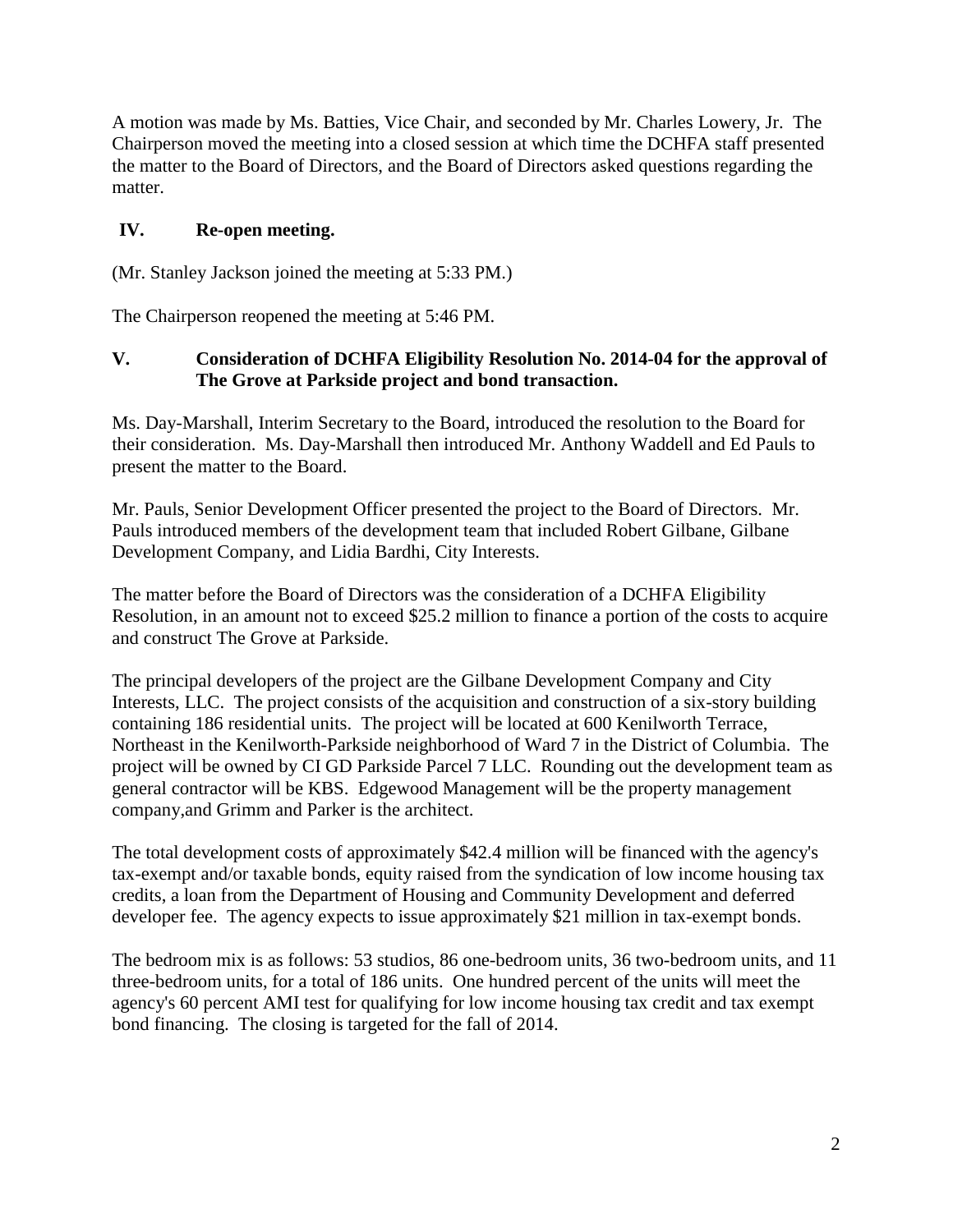A motion was made by Ms. Batties, Vice Chair, and seconded by Mr. Charles Lowery, Jr. The Chairperson moved the meeting into a closed session at which time the DCHFA staff presented the matter to the Board of Directors, and the Board of Directors asked questions regarding the matter.

## IV. Re-open meeting.

(Mr. Stanley Jackson joined the meeting at 5:33 PM.)

The Chairperson reopened the meeting at 5:46 PM.

## V. Consideration of DCHFA Eligibility Resolution No. 2014-04 for the approval of The Grove at Parkside project and bond transaction.

Ms. Day-Marshall, Interim Secretary to the Board, introduced the resolution to the Board for their consideration. Ms. Day-Marshall then introduced Mr. Anthony Waddell and Ed Pauls to present the matter to the Board.

Mr. Pauls, Senior Development Officer presented the project to the Board of Directors. Mr. Pauls introduced members of the development team that included Robert Gilbane, Gilbane Development Company, and Lidia Bardhi, City Interests.

The matter before the Board of Directors was the consideration of a DCHFA Eligibility Resolution, in an amount not to exceed $25.2 million to finance a portion of the costs to acquire and construct The Grove at Parkside.

The principal developers of the project are the Gilbane Development Company and City Interests, LLC. The project consists of the acquisition and construction of a six-story building containing 186 residential units. The project will be located at 600 Kenilworth Terrace, Northeast in the Kenilworth-Parkside neighborhood of Ward 7 in the District of Columbia. The project will be owned by CI GD Parkside Parcel 7 LLC. Rounding out the development team as general contractor will be KBS. Edgewood Management will be the property management company,and Grimm and Parker is the architect.

The total development costs of approximately $42.4 million will be financed with the agency's tax-exempt and/or taxable bonds, equity raised from the syndication of low income housing tax credits, a loan from the Department of Housing and Community Development and deferred developer fee. The agency expects to issue approximately $21 million in tax-exempt bonds.

The bedroom mix is as follows: 53 studios, 86 one-bedroom units, 36 two-bedroom units, and 11 three-bedroom units, for a total of 186 units. One hundred percent of the units will meet the agency's 60 percent AMI test for qualifying for low income housing tax credit and tax exempt bond financing. The closing is targeted for the fall of 2014.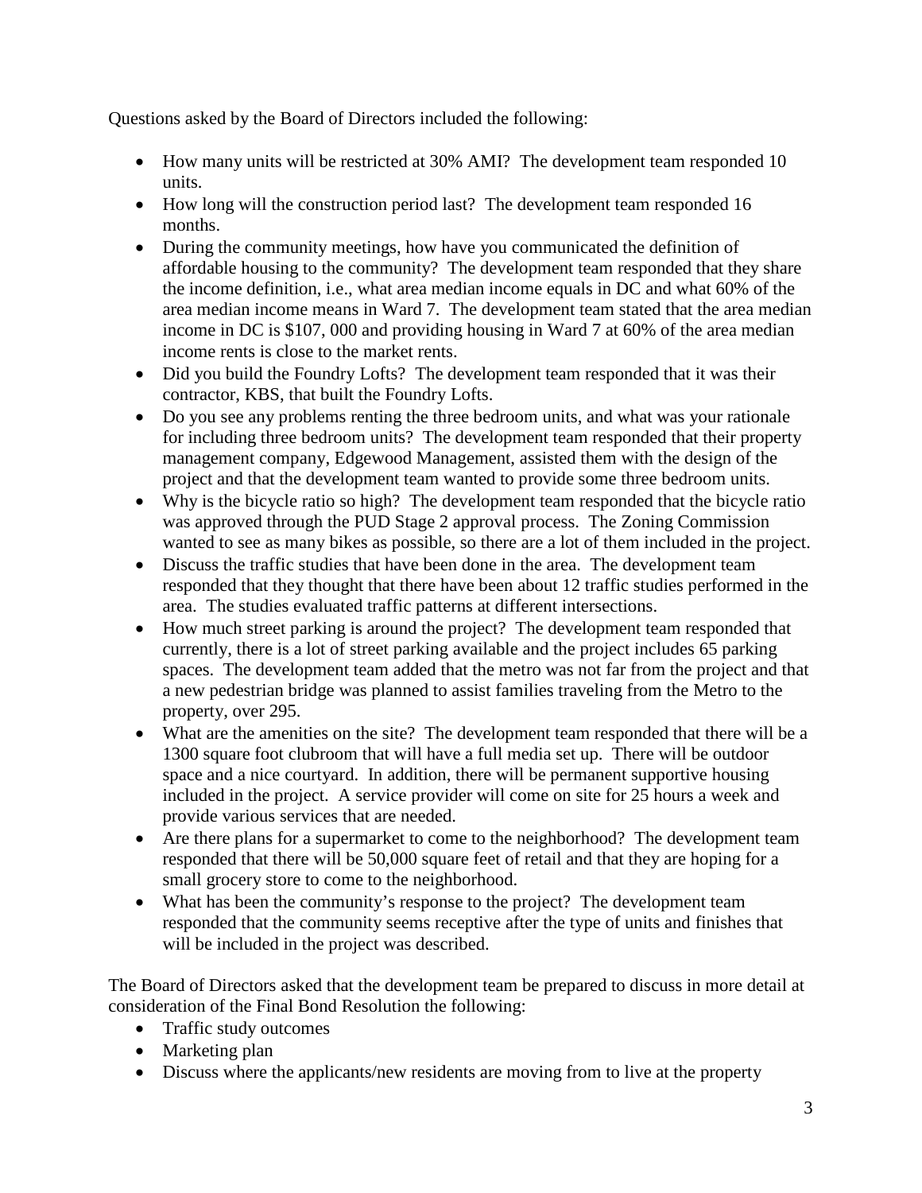Questions asked by the Board of Directors included the following:

- How many units will be restricted at 30% AMI? The development team responded 10 units.
- How long will the construction period last? The development team responded 16 months.
- During the community meetings, how have you communicated the definition of affordable housing to the community? The development team responded that they share the income definition, i.e., what area median income equals in DC and what 60% of the area median income means in Ward 7. The development team stated that the area median income in DC is $107, 000 and providing housing in Ward 7 at 60% of the area median income rents is close to the market rents.
- Did you build the Foundry Lofts? The development team responded that it was their contractor, KBS, that built the Foundry Lofts.
- Do you see any problems renting the three bedroom units, and what was your rationale for including three bedroom units? The development team responded that their property management company, Edgewood Management, assisted them with the design of the project and that the development team wanted to provide some three bedroom units.
- Why is the bicycle ratio so high? The development team responded that the bicycle ratio was approved through the PUD Stage 2 approval process. The Zoning Commission wanted to see as many bikes as possible, so there are a lot of them included in the project.
- Discuss the traffic studies that have been done in the area. The development team responded that they thought that there have been about 12 traffic studies performed in the area. The studies evaluated traffic patterns at different intersections.
- How much street parking is around the project? The development team responded that currently, there is a lot of street parking available and the project includes 65 parking spaces. The development team added that the metro was not far from the project and that a new pedestrian bridge was planned to assist families traveling from the Metro to the property, over 295.
- What are the amenities on the site? The development team responded that there will be a 1300 square foot clubroom that will have a full media set up. There will be outdoor space and a nice courtyard. In addition, there will be permanent supportive housing included in the project. A service provider will come on site for 25 hours a week and provide various services that are needed.
- Are there plans for a supermarket to come to the neighborhood? The development team responded that there will be 50,000 square feet of retail and that they are hoping for a small grocery store to come to the neighborhood.
- What has been the community's response to the project? The development team responded that the community seems receptive after the type of units and finishes that will be included in the project was described.

The Board of Directors asked that the development team be prepared to discuss in more detail at consideration of the Final Bond Resolution the following:

- Traffic study outcomes
- Marketing plan
- Discuss where the applicants/new residents are moving from to live at the property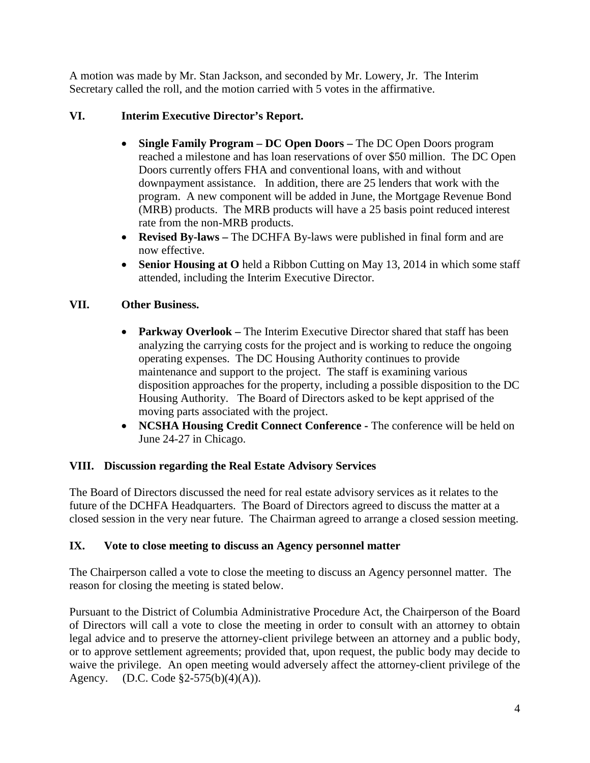A motion was made by Mr. Stan Jackson, and seconded by Mr. Lowery, Jr. The Interim Secretary called the roll, and the motion carried with 5 votes in the affirmative.

## VI. Interim Executive Director's Report.

- **Single Family Program – DC Open Doors –** The DC Open Doors program reached a milestone and has loan reservations of over $50 million. The DC Open Doors currently offers FHA and conventional loans, with and without downpayment assistance. In addition, there are 25 lenders that work with the program. A new component will be added in June, the Mortgage Revenue Bond (MRB) products. The MRB products will have a 25 basis point reduced interest rate from the non-MRB products.
- **Revised By-laws –** The DCHFA By-laws were published in final form and are now effective.
- **Senior Housing at O** held a Ribbon Cutting on May 13, 2014 in which some staff attended, including the Interim Executive Director.

## VII. Other Business.

- **Parkway Overlook –** The Interim Executive Director shared that staff has been analyzing the carrying costs for the project and is working to reduce the ongoing operating expenses. The DC Housing Authority continues to provide maintenance and support to the project. The staff is examining various disposition approaches for the property, including a possible disposition to the DC Housing Authority. The Board of Directors asked to be kept apprised of the moving parts associated with the project.
- **NCSHA Housing Credit Connect Conference -** The conference will be held on June 24-27 in Chicago.

## VIII. Discussion regarding the Real Estate Advisory Services

The Board of Directors discussed the need for real estate advisory services as it relates to the future of the DCHFA Headquarters. The Board of Directors agreed to discuss the matter at a closed session in the very near future. The Chairman agreed to arrange a closed session meeting.

## IX. Vote to close meeting to discuss an Agency personnel matter

The Chairperson called a vote to close the meeting to discuss an Agency personnel matter. The reason for closing the meeting is stated below.

Pursuant to the District of Columbia Administrative Procedure Act, the Chairperson of the Board of Directors will call a vote to close the meeting in order to consult with an attorney to obtain legal advice and to preserve the attorney-client privilege between an attorney and a public body, or to approve settlement agreements; provided that, upon request, the public body may decide to waive the privilege. An open meeting would adversely affect the attorney-client privilege of the Agency. (D.C. Code §2-575(b)(4)(A)).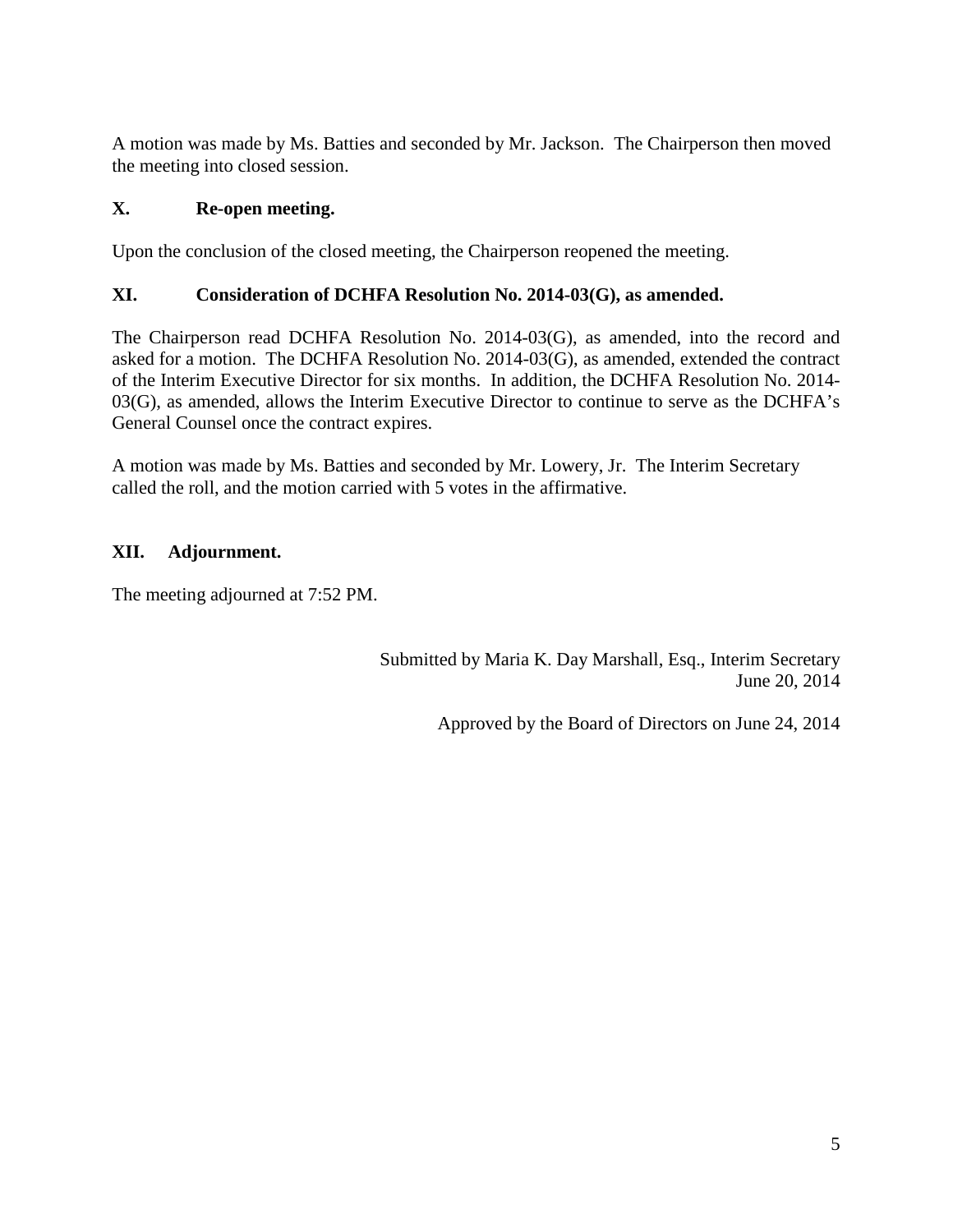A motion was made by Ms. Batties and seconded by Mr. Jackson. The Chairperson then moved the meeting into closed session.

**X. Re-open meeting.**

Upon the conclusion of the closed meeting, the Chairperson reopened the meeting.

**XI. Consideration of DCHFA Resolution No. 2014-03(G), as amended.**

The Chairperson read DCHFA Resolution No. 2014-03(G), as amended, into the record and asked for a motion. The DCHFA Resolution No. 2014-03(G), as amended, extended the contract of the Interim Executive Director for six months. In addition, the DCHFA Resolution No. 2014-03(G), as amended, allows the Interim Executive Director to continue to serve as the DCHFA's General Counsel once the contract expires.

A motion was made by Ms. Batties and seconded by Mr. Lowery, Jr. The Interim Secretary called the roll, and the motion carried with 5 votes in the affirmative.

**XII. Adjournment.**

The meeting adjourned at 7:52 PM.

Submitted by Maria K. Day Marshall, Esq., Interim Secretary
June 20, 2014

Approved by the Board of Directors on June 24, 2014